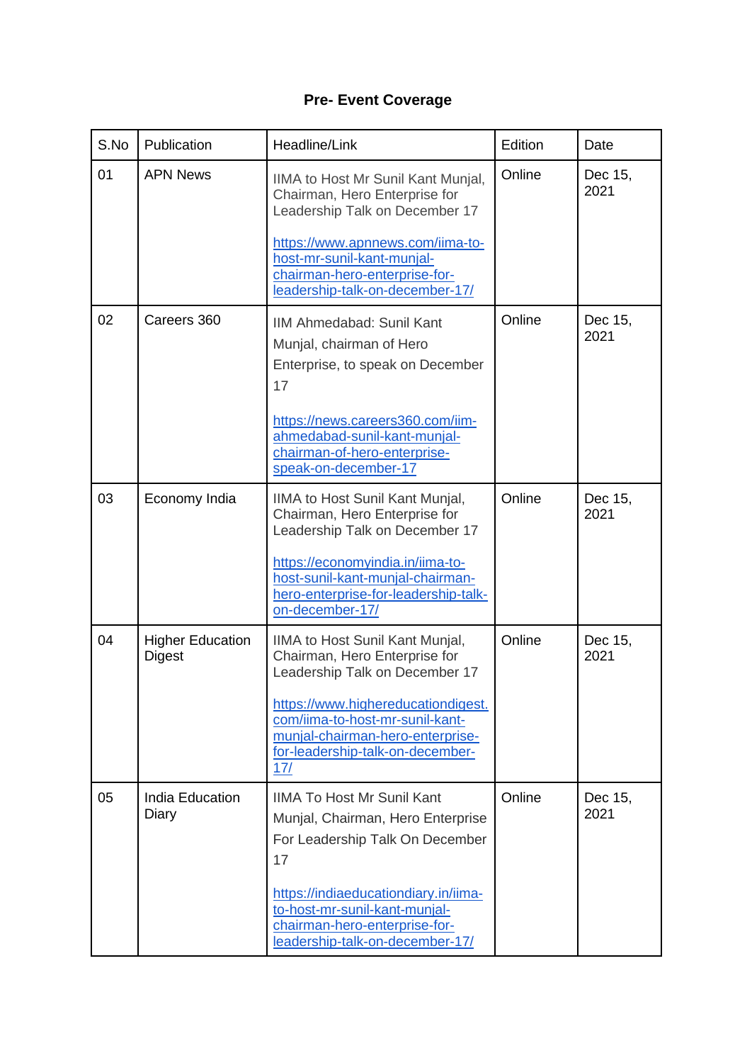# Pre- Event Coverage

| S.No | Publication | Headline/Link | Edition | Date |
| --- | --- | --- | --- | --- |
| 01 | APN News | IIMA to Host Mr Sunil Kant Munjal, Chairman, Hero Enterprise for Leadership Talk on December 17<br><br>https://www.apnnews.com/iima-to-host-mr-sunil-kant-munjal-chairman-hero-enterprise-for-leadership-talk-on-december-17/ | Online | Dec 15, 2021 |
| 02 | Careers 360 | IIM Ahmedabad: Sunil Kant Munjal, chairman of Hero Enterprise, to speak on December 17<br><br>https://news.careers360.com/iim-ahmedabad-sunil-kant-munjal-chairman-of-hero-enterprise-speak-on-december-17 | Online | Dec 15, 2021 |
| 03 | Economy India | IIMA to Host Sunil Kant Munjal, Chairman, Hero Enterprise for Leadership Talk on December 17<br><br>https://economyindia.in/iima-to-host-sunil-kant-munjal-chairman-hero-enterprise-for-leadership-talk-on-december-17/ | Online | Dec 15, 2021 |
| 04 | Higher Education Digest | IIMA to Host Sunil Kant Munjal, Chairman, Hero Enterprise for Leadership Talk on December 17<br><br>https://www.highereducationdigest.com/iima-to-host-mr-sunil-kant-munjal-chairman-hero-enterprise-for-leadership-talk-on-december-17/ | Online | Dec 15, 2021 |
| 05 | India Education Diary | IIMA To Host Mr Sunil Kant Munjal, Chairman, Hero Enterprise For Leadership Talk On December 17<br><br>https://indiaeducationdiary.in/iima-to-host-mr-sunil-kant-munjal-chairman-hero-enterprise-for-leadership-talk-on-december-17/ | Online | Dec 15, 2021 |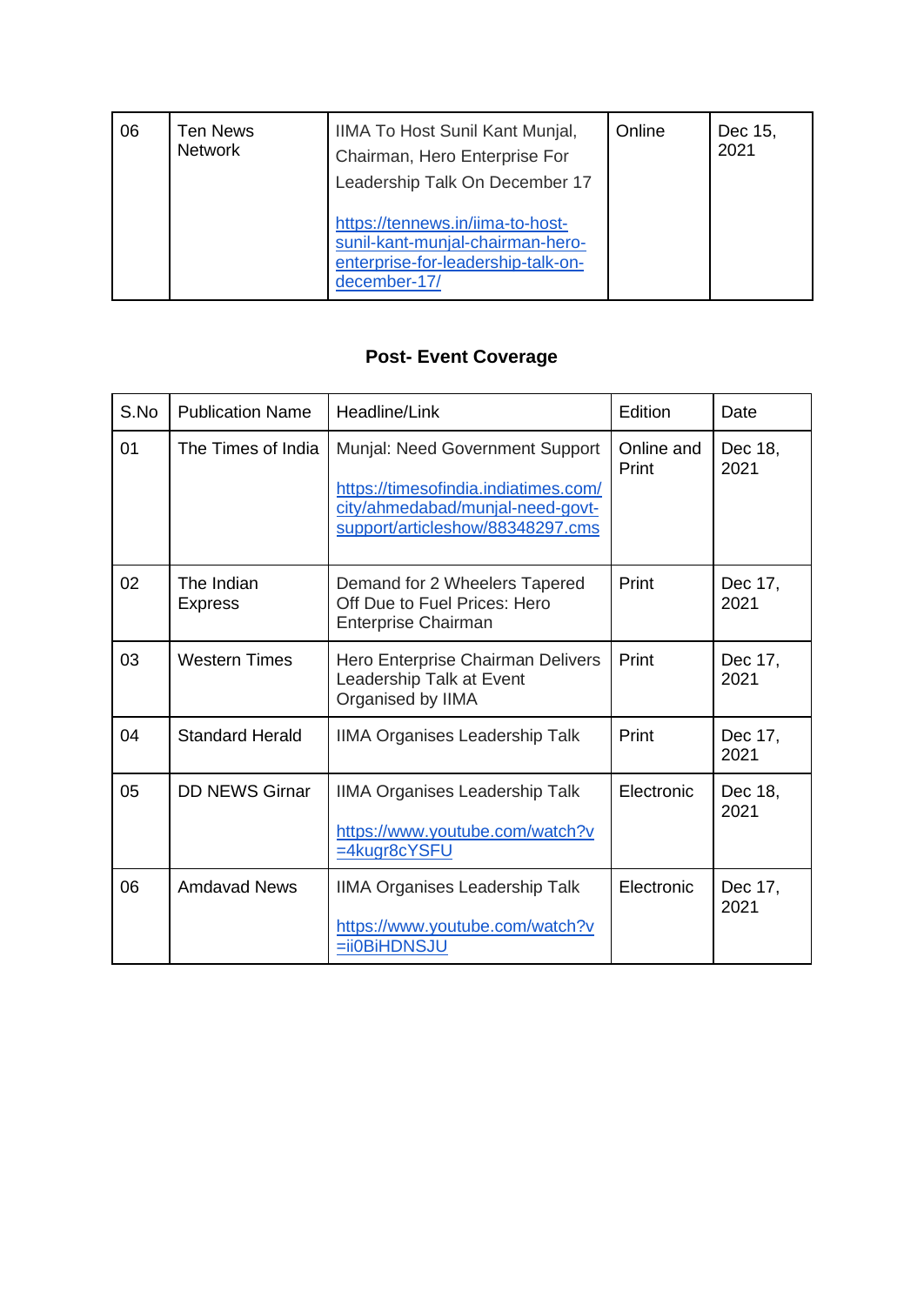| 06 | Ten News Network | IIMA To Host Sunil Kant Munjal, Chairman, Hero Enterprise For Leadership Talk On December 17<br><br>https://tennews.in/iima-to-host-sunil-kant-munjal-chairman-hero-enterprise-for-leadership-talk-on-december-17/ | Online | Dec 15, 2021 |
|---|---|---|---|---|

**Post- Event Coverage**

| S.No | Publication Name | Headline/Link | Edition | Date |
|---|---|---|---|---|
| 01 | The Times of India | Munjal: Need Government Support<br><br>https://timesofindia.indiatimes.com/city/ahmedabad/munjal-need-govt-support/articleshow/88348297.cms | Online and Print | Dec 18, 2021 |
| 02 | The Indian Express | Demand for 2 Wheelers Tapered Off Due to Fuel Prices: Hero Enterprise Chairman | Print | Dec 17, 2021 |
| 03 | Western Times | Hero Enterprise Chairman Delivers Leadership Talk at Event Organised by IIMA | Print | Dec 17, 2021 |
| 04 | Standard Herald | IIMA Organises Leadership Talk | Print | Dec 17, 2021 |
| 05 | DD NEWS Girnar | IIMA Organises Leadership Talk<br><br>https://www.youtube.com/watch?v=4kugr8cYSFU | Electronic | Dec 18, 2021 |
| 06 | Amdavad News | IIMA Organises Leadership Talk<br><br>https://www.youtube.com/watch?v=ii0BiHDNSJU | Electronic | Dec 17, 2021 |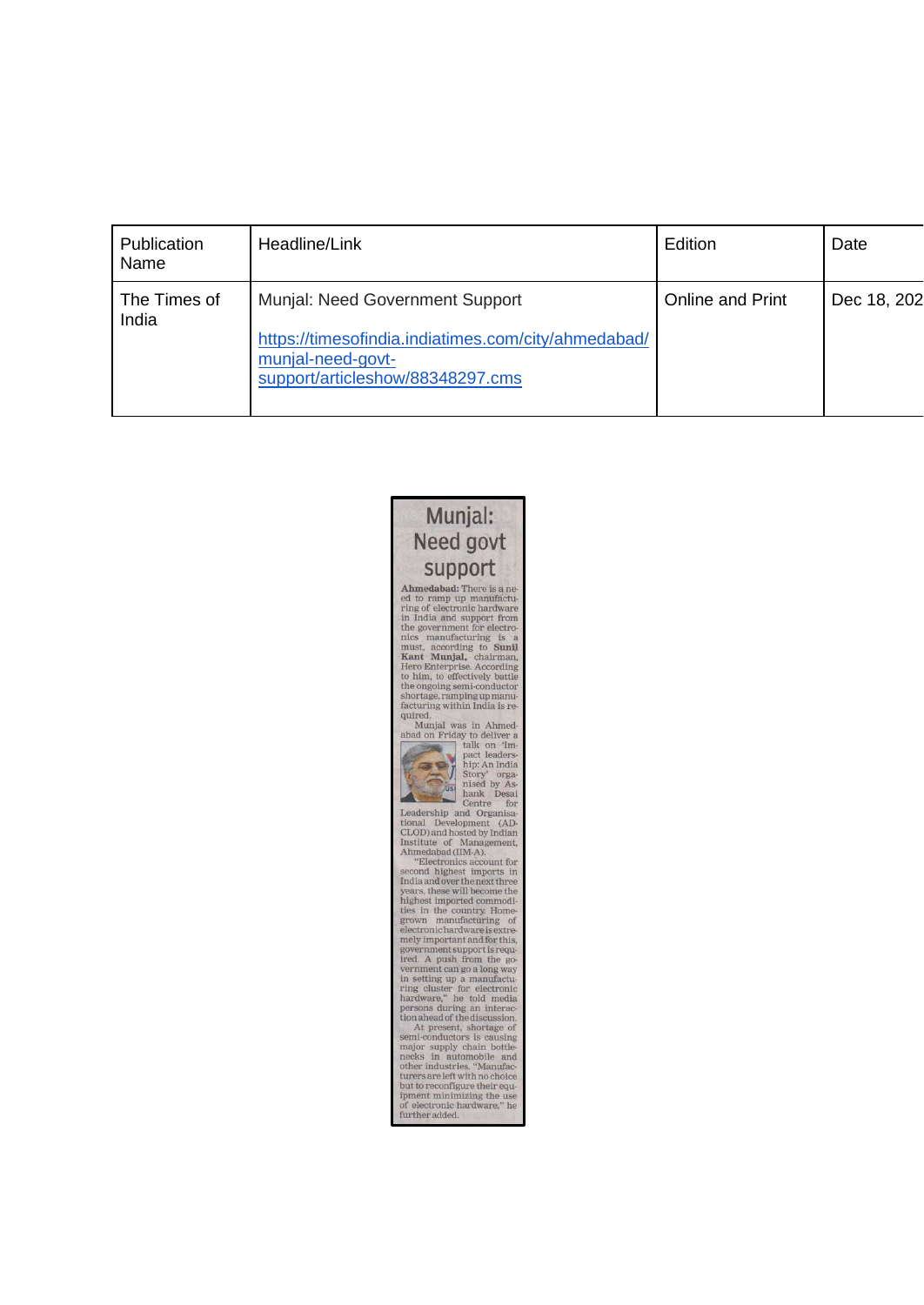| Publication Name | Headline/Link | Edition | Date |
|---|---|---|---|
| The Times of India | Munjal: Need Government Support<br><br>https://timesofindia.indiatimes.com/city/ahmedabad/munjal-need-govt-support/articleshow/88348297.cms | Online and Print | Dec 18, 202 |

# Munjal: Need govt support

**Ahmedabad:** There is a need to ramp up manufacturing of electronic hardware in India and support from the government for electronics manufacturing is a must, according to **Sunil Kant Munjal,** chairman, Hero Enterprise. According to him, to effectively battle the ongoing semi-conductor shortage, ramping up manufacturing within India is required.

Munjal was in Ahmedabad on Friday to deliver a talk on 'Impact leadership: An India Story' organised by Ashank Desai Centre for Leadership and Organisational Development (ADCLOD) and hosted by Indian Institute of Management, Ahmedabad (IIM-A).

"Electronics account for second highest imports in India and over the next three years, these will become the highest imported commodities in the country. Home-grown manufacturing of electronic hardware is extremely important and for this, government support is required. A push from the government can go a long way in setting up a manufacturing cluster for electronic hardware," he told media persons during an interaction ahead of the discussion.

At present, shortage of semi-conductors is causing major supply chain bottlenecks in automobile and other industries. "Manufacturers are left with no choice but to reconfigure their equipment minimizing the use of electronic hardware," he further added.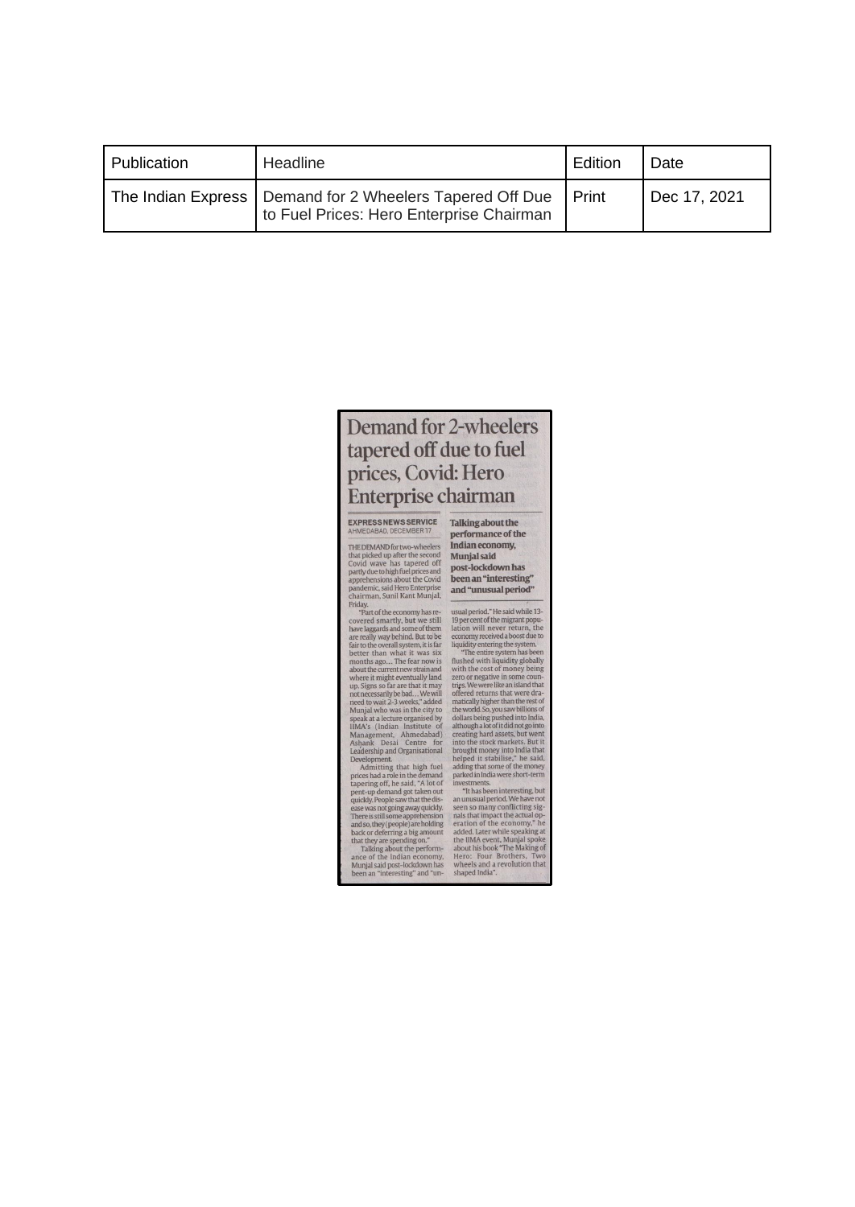| Publication | Headline | Edition | Date |
|---|---|---|---|
| The Indian Express | Demand for 2 Wheelers Tapered Off Due to Fuel Prices: Hero Enterprise Chairman | Print | Dec 17, 2021 |

# Demand for 2-wheelers tapered off due to fuel prices, Covid: Hero Enterprise chairman

**EXPRESS NEWS SERVICE**
AHMEDABAD, DECEMBER 17

THE DEMAND for two-wheelers that picked up after the second Covid wave has tapered off partly due to high fuel prices and apprehensions about the Covid pandemic, said Hero Enterprise chairman, Sunil Kant Munjal, Friday.

"Part of the economy has recovered smartly, but we still have laggards and some of them are really way behind. But to be fair to the overall system, it is far better than what it was six months ago... The fear now is about the current new strain and where it might eventually land up. Signs so far are that it may not necessarily be bad... We will need to wait 2-3 weeks," added Munjal who was in the city to speak at a lecture organised by IIMA's (Indian Institute of Management, Ahmedabad) Ashank Desai Centre for Leadership and Organisational Development.

Admitting that high fuel prices had a role in the demand tapering off, he said, "A lot of pent-up demand got taken out quickly. People saw that the disease was not going away quickly. There is still some apprehension and so, they (people) are holding back or deferring a big amount that they are spending on."

Talking about the performance of the Indian economy, Munjal said post-lockdown has been an "interesting" and "unusual period." He said while 13-19 per cent of the migrant population will never return, the economy received a boost due to liquidity entering the system.

**Talking about the performance of the Indian economy, Munjal said post-lockdown has been an "interesting" and "unusual period"**

"The entire system has been flushed with liquidity globally with the cost of money being zero or negative in some countries. We were like an island that offered returns that were dramatically higher than the rest of the world. So, you saw billions of dollars being pushed into India, although a lot of it did not go into creating hard assets, but went into the stock markets. But it brought money into India that helped it stabilise," he said, adding that some of the money parked in India were short-term investments.

"It has been interesting, but an unusual period. We have not seen so many conflicting signals that impact the actual operation of the economy," he added. Later while speaking at the IIMA event, Munjal spoke about his book "The Making of Hero: Four Brothers, Two wheels and a revolution that shaped India".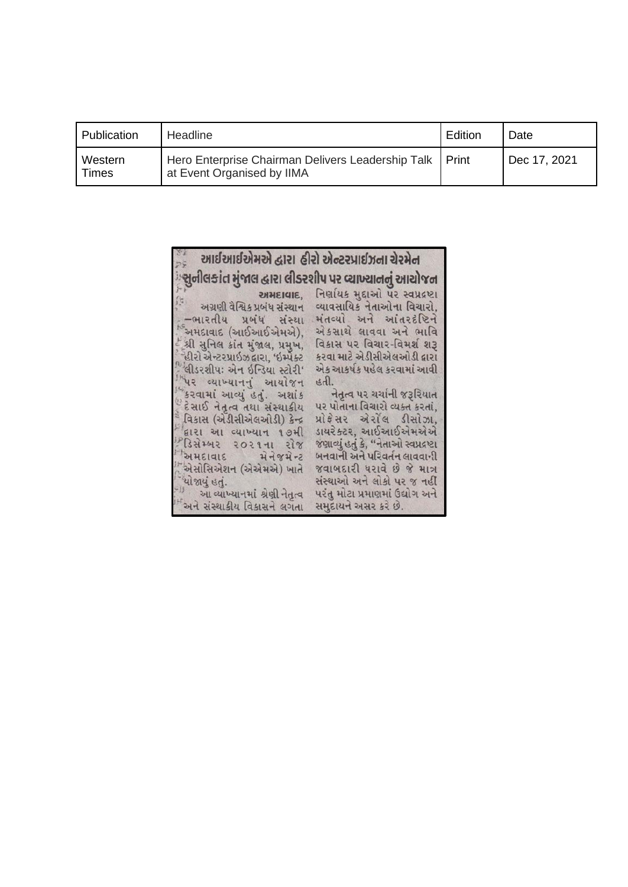| Publication | Headline | Edition | Date |
| --- | --- | --- | --- |
| Western Times | Hero Enterprise Chairman Delivers Leadership Talk at Event Organised by IIMA | Print | Dec 17, 2021 |

# આઈઆઈએમએ દ્વારા હીરો એન્ટરપ્રાઈઝના ચેરમેન સુનીલકાંત મુંજાલ દ્વારા લીડરશીપ પર વ્યાખ્યાનનું આયોજન

અમદાવાદ, અગ્રણી વૈશ્વિક પ્રબંધ સંસ્થાન –ભારતીય પ્રબંધ સંસ્થા અમદાવાદ (આઈઆઈએમએ), શ્રી સુનિલ કાંત મુંજાલ, પ્રમુખ, હીરો એન્ટરપ્રાઈઝદ્વારા, 'ઇમ્પેક્ટ લીડરશીપ: એન ઈન્ડિયા સ્ટોરી' પર વ્યાખ્યાનનું આયોજન કરવામાં આવ્યું હતું. અશાંક દેસાઈ નેતૃત્વ તથા સંસ્થાકીય વિકાસ (એડીસીએલઓડી) કેન્દ્ર દ્વારા આ વ્યાખ્યાન ૧૭મી ડિસેમ્બર ૨૦૨૧ના રોજ અમદાવાદ મેનેજમેન્ટ એસોસિએશન (એએમએ) ખાતે યોજાયું હતું.

આ વ્યાખ્યાનમાં શ્રેણી નેતૃત્વ અને સંસ્થાકીય વિકાસને લગતા નિર્ણાયક મુદ્દાઓ પર સ્વપ્રદ્રષ્ટા વ્યાવસાયિક નેતાઓના વિચારો, મંતવ્યો અને આંતરદૃષ્ટિને એકસાથે લાવવા અને ભાવિ વિકાસ પર વિચાર-વિમર્શ શરૂ કરવા માટે એડીસીએલઓડી દ્વારા એક આકર્ષક પહેલ કરવામાં આવી હતી.

નેતૃત્વ પર ચર્ચાની જરૂરિયાત પર પોતાના વિચારો વ્યક્ત કરતાં, પ્રોફેસર એરોલ ડીસોઝા, ડાયરેક્ટર, આઈઆઈએમએએ જણાવ્યું હતું કે, "નેતાઓ સ્વપ્રદ્રષ્ટા બનવાની અને પરિવર્તન લાવવાની જવાબદારી ધરાવે છે જે માત્ર સંસ્થાઓ અને લોકો પર જ નહીં પરંતુ મોટા પ્રમાણમાં ઉદ્યોગ અને સમુદાયને અસર કરે છે.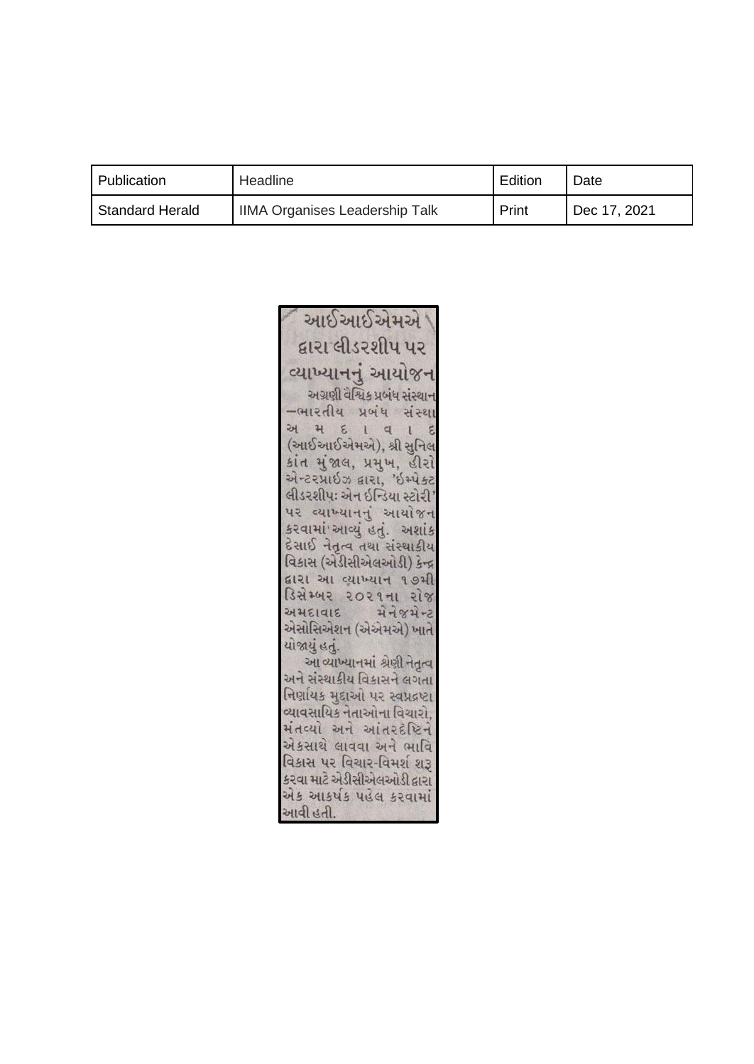| Publication | Headline | Edition | Date |
|---|---|---|---|
| Standard Herald | IIMA Organises Leadership Talk | Print | Dec 17, 2021 |

# આઈઆઈએમએ દ્વારા લીડરશીપ પર વ્યાખ્યાનનું આયોજન

અગ્રણી વૈશ્વિક પ્રબંધ સંસ્થાન –ભારતીય પ્રબંધ સંસ્થા અમદાવાદ (આઈઆઈએમએ), શ્રી સુનિલ કાંત મુંજાલ, પ્રમુખ, હીરો એન્ટરપ્રાઈઝ દ્વારા, 'ઇમ્પેક્ટ લીડરશીપઃ એન ઇન્ડિયા સ્ટોરી' પર વ્યાખ્યાનનું આયોજન કરવામાં આવ્યું હતું. અશાંક દેસાઈ નેતૃત્વ તથા સંસ્થાકીય વિકાસ (એડીસીએલઓડી) કેન્દ્ર દ્વારા આ વ્યાખ્યાન ૧૭મી ડિસેમ્બર ૨૦૨૧ના રોજ અમદાવાદ મેનેજમેન્ટ એસોસિએશન (એએમએ) ખાતે યોજાયું હતું.

આ વ્યાખ્યાનમાં શ્રેણી નેતૃત્વ અને સંસ્થાકીય વિકાસને લગતા નિર્ણાયક મુદ્દાઓ પર સ્વપ્નદ્રષ્ટા વ્યાવસાયિક નેતાઓના વિચારો, મંતવ્યો અને આંતરદૃષ્ટિને એકસાથે લાવવા અને ભાવિ વિકાસ પર વિચાર-વિમર્શ શરૂ કરવા માટે એડીસીએલઓડી દ્વારા એક આકર્ષક પહેલ કરવામાં આવી હતી.